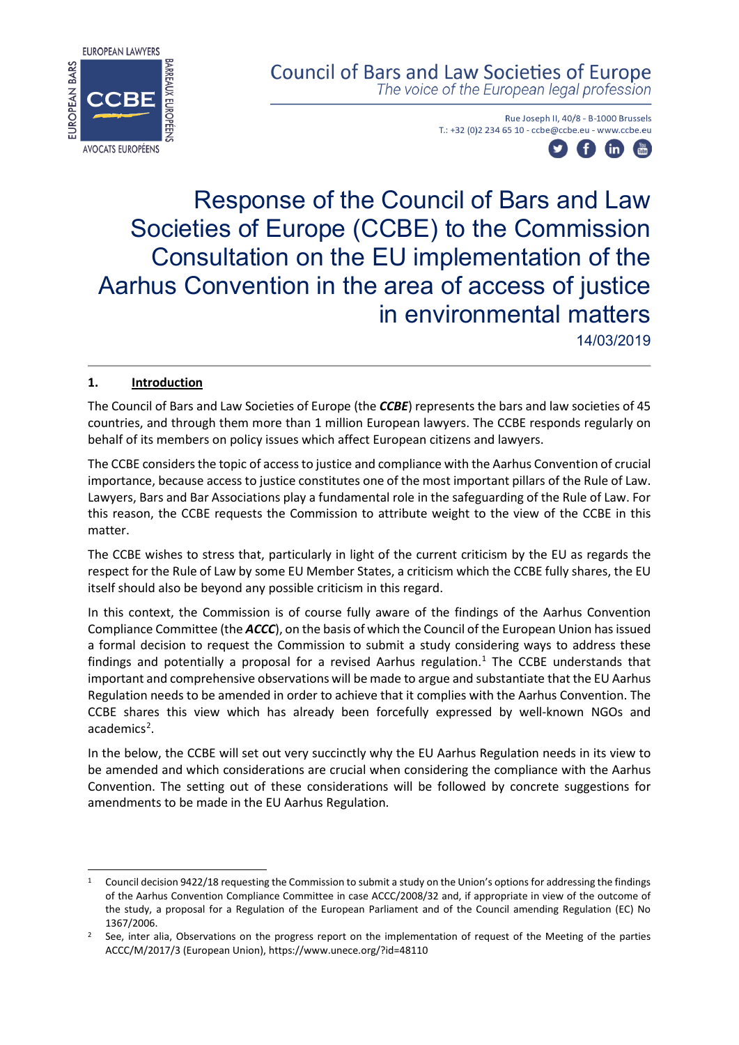# Council of Bars and Law Societies of Europe

*The voice of the European legal profession*

Rue Joseph II, 40/8 - B-1000 Brussels
T.: +32 (0)2 234 65 10 - ccbe@ccbe.eu - www.ccbe.eu

# Response of the Council of Bars and Law Societies of Europe (CCBE) to the Commission Consultation on the EU implementation of the Aarhus Convention in the area of access of justice in environmental matters

14/03/2019

## 1. Introduction

The Council of Bars and Law Societies of Europe (the ***CCBE***) represents the bars and law societies of 45 countries, and through them more than 1 million European lawyers. The CCBE responds regularly on behalf of its members on policy issues which affect European citizens and lawyers.

The CCBE considers the topic of access to justice and compliance with the Aarhus Convention of crucial importance, because access to justice constitutes one of the most important pillars of the Rule of Law. Lawyers, Bars and Bar Associations play a fundamental role in the safeguarding of the Rule of Law. For this reason, the CCBE requests the Commission to attribute weight to the view of the CCBE in this matter.

The CCBE wishes to stress that, particularly in light of the current criticism by the EU as regards the respect for the Rule of Law by some EU Member States, a criticism which the CCBE fully shares, the EU itself should also be beyond any possible criticism in this regard.

In this context, the Commission is of course fully aware of the findings of the Aarhus Convention Compliance Committee (the ***ACCC***), on the basis of which the Council of the European Union has issued a formal decision to request the Commission to submit a study considering ways to address these findings and potentially a proposal for a revised Aarhus regulation.[1] The CCBE understands that important and comprehensive observations will be made to argue and substantiate that the EU Aarhus Regulation needs to be amended in order to achieve that it complies with the Aarhus Convention. The CCBE shares this view which has already been forcefully expressed by well-known NGOs and academics[2].

In the below, the CCBE will set out very succinctly why the EU Aarhus Regulation needs in its view to be amended and which considerations are crucial when considering the compliance with the Aarhus Convention. The setting out of these considerations will be followed by concrete suggestions for amendments to be made in the EU Aarhus Regulation.

---

[1] Council decision 9422/18 requesting the Commission to submit a study on the Union's options for addressing the findings of the Aarhus Convention Compliance Committee in case ACCC/2008/32 and, if appropriate in view of the outcome of the study, a proposal for a Regulation of the European Parliament and of the Council amending Regulation (EC) No 1367/2006.

[2] See, inter alia, Observations on the progress report on the implementation of request of the Meeting of the parties ACCC/M/2017/3 (European Union), https://www.unece.org/?id=48110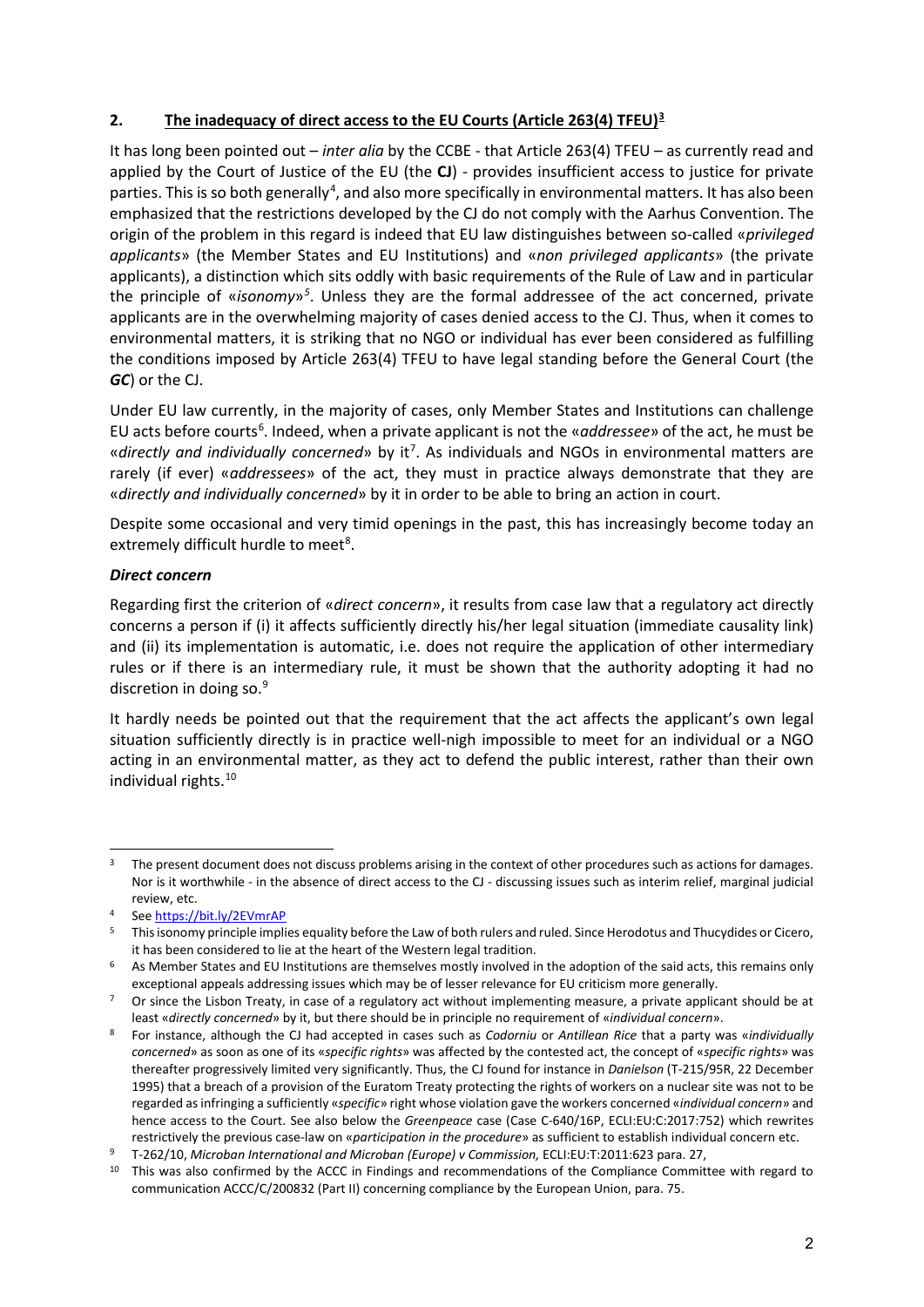## 2. The inadequacy of direct access to the EU Courts (Article 263(4) TFEU)[3]

It has long been pointed out – *inter alia* by the CCBE - that Article 263(4) TFEU – as currently read and applied by the Court of Justice of the EU (the **CJ**) - provides insufficient access to justice for private parties. This is so both generally[4], and also more specifically in environmental matters. It has also been emphasized that the restrictions developed by the CJ do not comply with the Aarhus Convention. The origin of the problem in this regard is indeed that EU law distinguishes between so-called «*privileged applicants*» (the Member States and EU Institutions) and «*non privileged applicants*» (the private applicants), a distinction which sits oddly with basic requirements of the Rule of Law and in particular the principle of «*isonomy*»[5]. Unless they are the formal addressee of the act concerned, private applicants are in the overwhelming majority of cases denied access to the CJ. Thus, when it comes to environmental matters, it is striking that no NGO or individual has ever been considered as fulfilling the conditions imposed by Article 263(4) TFEU to have legal standing before the General Court (the ***GC***) or the CJ.

Under EU law currently, in the majority of cases, only Member States and Institutions can challenge EU acts before courts[6]. Indeed, when a private applicant is not the «*addressee*» of the act, he must be «*directly and individually concerned*» by it[7]. As individuals and NGOs in environmental matters are rarely (if ever) «*addressees*» of the act, they must in practice always demonstrate that they are «*directly and individually concerned*» by it in order to be able to bring an action in court.

Despite some occasional and very timid openings in the past, this has increasingly become today an extremely difficult hurdle to meet[8].

### *Direct concern*

Regarding first the criterion of «*direct concern*», it results from case law that a regulatory act directly concerns a person if (i) it affects sufficiently directly his/her legal situation (immediate causality link) and (ii) its implementation is automatic, i.e. does not require the application of other intermediary rules or if there is an intermediary rule, it must be shown that the authority adopting it had no discretion in doing so.[9]

It hardly needs be pointed out that the requirement that the act affects the applicant's own legal situation sufficiently directly is in practice well-nigh impossible to meet for an individual or a NGO acting in an environmental matter, as they act to defend the public interest, rather than their own individual rights.[10]

---

[3] The present document does not discuss problems arising in the context of other procedures such as actions for damages. Nor is it worthwhile - in the absence of direct access to the CJ - discussing issues such as interim relief, marginal judicial review, etc.

[4] See https://bit.ly/2EVmrAP

[5] This isonomy principle implies equality before the Law of both rulers and ruled. Since Herodotus and Thucydides or Cicero, it has been considered to lie at the heart of the Western legal tradition.

[6] As Member States and EU Institutions are themselves mostly involved in the adoption of the said acts, this remains only exceptional appeals addressing issues which may be of lesser relevance for EU criticism more generally.

[7] Or since the Lisbon Treaty, in case of a regulatory act without implementing measure, a private applicant should be at least «*directly concerned*» by it, but there should be in principle no requirement of «*individual concern*».

[8] For instance, although the CJ had accepted in cases such as *Codorniu* or *Antillean Rice* that a party was «*individually concerned*» as soon as one of its «*specific rights*» was affected by the contested act, the concept of «*specific rights*» was thereafter progressively limited very significantly. Thus, the CJ found for instance in *Danielson* (T-215/95R, 22 December 1995) that a breach of a provision of the Euratom Treaty protecting the rights of workers on a nuclear site was not to be regarded as infringing a sufficiently «*specific*» right whose violation gave the workers concerned «*individual concern*» and hence access to the Court. See also below the *Greenpeace* case (Case C-640/16P, ECLI:EU:C:2017:752) which rewrites restrictively the previous case-law on «*participation in the procedure*» as sufficient to establish individual concern etc.

[9] T-262/10, *Microban International and Microban (Europe) v Commission*, ECLI:EU:T:2011:623 para. 27,

[10] This was also confirmed by the ACCC in Findings and recommendations of the Compliance Committee with regard to communication ACCC/C/200832 (Part II) concerning compliance by the European Union, para. 75.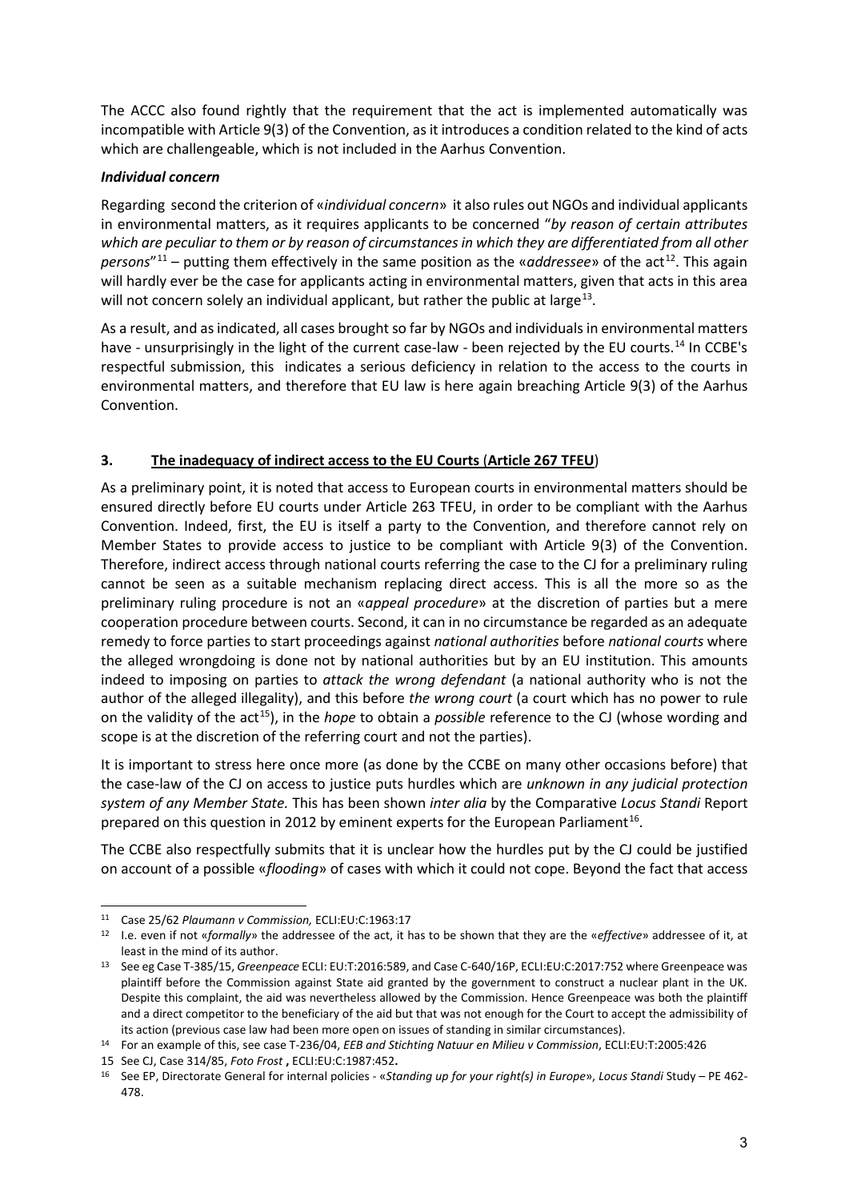The ACCC also found rightly that the requirement that the act is implemented automatically was incompatible with Article 9(3) of the Convention, as it introduces a condition related to the kind of acts which are challengeable, which is not included in the Aarhus Convention.

***Individual concern***

Regarding second the criterion of «*individual concern*» it also rules out NGOs and individual applicants in environmental matters, as it requires applicants to be concerned "*by reason of certain attributes which are peculiar to them or by reason of circumstances in which they are differentiated from all other persons*"[11] – putting them effectively in the same position as the «*addressee*» of the act[12]. This again will hardly ever be the case for applicants acting in environmental matters, given that acts in this area will not concern solely an individual applicant, but rather the public at large[13].

As a result, and as indicated, all cases brought so far by NGOs and individuals in environmental matters have - unsurprisingly in the light of the current case-law - been rejected by the EU courts.[14] In CCBE's respectful submission, this indicates a serious deficiency in relation to the access to the courts in environmental matters, and therefore that EU law is here again breaching Article 9(3) of the Aarhus Convention.

## 3. <u>The inadequacy of indirect access to the EU Courts (Article 267 TFEU)</u>

As a preliminary point, it is noted that access to European courts in environmental matters should be ensured directly before EU courts under Article 263 TFEU, in order to be compliant with the Aarhus Convention. Indeed, first, the EU is itself a party to the Convention, and therefore cannot rely on Member States to provide access to justice to be compliant with Article 9(3) of the Convention. Therefore, indirect access through national courts referring the case to the CJ for a preliminary ruling cannot be seen as a suitable mechanism replacing direct access. This is all the more so as the preliminary ruling procedure is not an «*appeal procedure*» at the discretion of parties but a mere cooperation procedure between courts. Second, it can in no circumstance be regarded as an adequate remedy to force parties to start proceedings against *national authorities* before *national courts* where the alleged wrongdoing is done not by national authorities but by an EU institution. This amounts indeed to imposing on parties to *attack the wrong defendant* (a national authority who is not the author of the alleged illegality), and this before *the wrong court* (a court which has no power to rule on the validity of the act[15]), in the *hope* to obtain a *possible* reference to the CJ (whose wording and scope is at the discretion of the referring court and not the parties).

It is important to stress here once more (as done by the CCBE on many other occasions before) that the case-law of the CJ on access to justice puts hurdles which are *unknown in any judicial protection system of any Member State.* This has been shown *inter alia* by the Comparative *Locus Standi* Report prepared on this question in 2012 by eminent experts for the European Parliament[16].

The CCBE also respectfully submits that it is unclear how the hurdles put by the CJ could be justified on account of a possible «*flooding*» of cases with which it could not cope. Beyond the fact that access

---

[11] Case 25/62 *Plaumann v Commission,* ECLI:EU:C:1963:17

[12] I.e. even if not «*formally*» the addressee of the act, it has to be shown that they are the «*effective*» addressee of it, at least in the mind of its author.

[13] See eg Case T-385/15, *Greenpeace* ECLI: EU:T:2016:589, and Case C-640/16P, ECLI:EU:C:2017:752 where Greenpeace was plaintiff before the Commission against State aid granted by the government to construct a nuclear plant in the UK. Despite this complaint, the aid was nevertheless allowed by the Commission. Hence Greenpeace was both the plaintiff and a direct competitor to the beneficiary of the aid but that was not enough for the Court to accept the admissibility of its action (previous case law had been more open on issues of standing in similar circumstances).

[14] For an example of this, see case T-236/04, *EEB and Stichting Natuur en Milieu v Commission*, ECLI:EU:T:2005:426

[15] See CJ, Case 314/85, *Foto Frost* **,** ECLI:EU:C:1987:452**.**

[16] See EP, Directorate General for internal policies - «*Standing up for your right(s) in Europe*», *Locus Standi* Study – PE 462-478.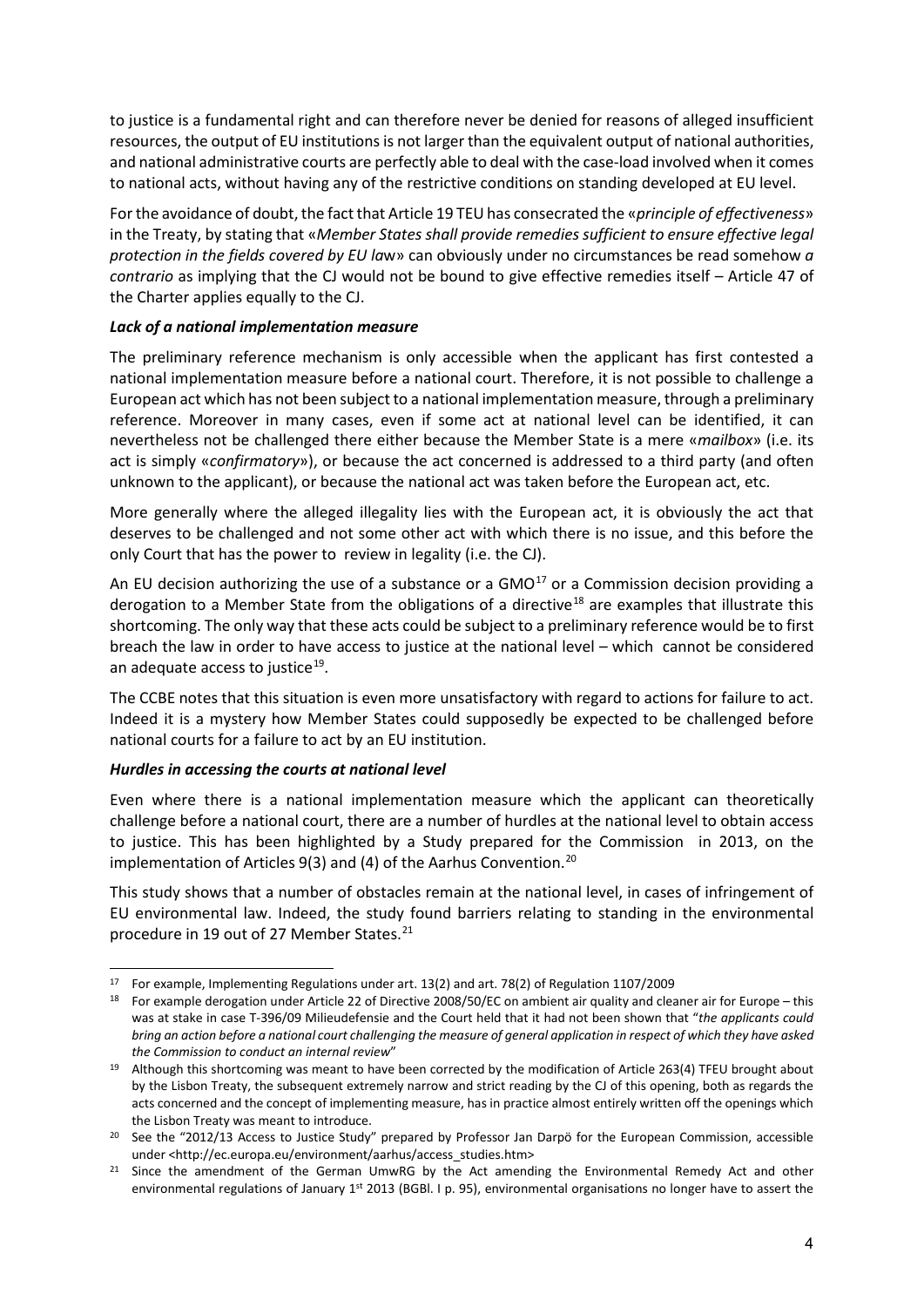to justice is a fundamental right and can therefore never be denied for reasons of alleged insufficient resources, the output of EU institutions is not larger than the equivalent output of national authorities, and national administrative courts are perfectly able to deal with the case-load involved when it comes to national acts, without having any of the restrictive conditions on standing developed at EU level.

For the avoidance of doubt, the fact that Article 19 TEU has consecrated the «*principle of effectiveness*» in the Treaty, by stating that «*Member States shall provide remedies sufficient to ensure effective legal protection in the fields covered by EU law*» can obviously under no circumstances be read somehow *a contrario* as implying that the CJ would not be bound to give effective remedies itself – Article 47 of the Charter applies equally to the CJ.

***Lack of a national implementation measure***

The preliminary reference mechanism is only accessible when the applicant has first contested a national implementation measure before a national court. Therefore, it is not possible to challenge a European act which has not been subject to a national implementation measure, through a preliminary reference. Moreover in many cases, even if some act at national level can be identified, it can nevertheless not be challenged there either because the Member State is a mere «*mailbox*» (i.e. its act is simply «*confirmatory*»), or because the act concerned is addressed to a third party (and often unknown to the applicant), or because the national act was taken before the European act, etc.

More generally where the alleged illegality lies with the European act, it is obviously the act that deserves to be challenged and not some other act with which there is no issue, and this before the only Court that has the power to review in legality (i.e. the CJ).

An EU decision authorizing the use of a substance or a GMO[17] or a Commission decision providing a derogation to a Member State from the obligations of a directive[18] are examples that illustrate this shortcoming. The only way that these acts could be subject to a preliminary reference would be to first breach the law in order to have access to justice at the national level – which cannot be considered an adequate access to justice[19].

The CCBE notes that this situation is even more unsatisfactory with regard to actions for failure to act. Indeed it is a mystery how Member States could supposedly be expected to be challenged before national courts for a failure to act by an EU institution.

***Hurdles in accessing the courts at national level***

Even where there is a national implementation measure which the applicant can theoretically challenge before a national court, there are a number of hurdles at the national level to obtain access to justice. This has been highlighted by a Study prepared for the Commission in 2013, on the implementation of Articles 9(3) and (4) of the Aarhus Convention.[20]

This study shows that a number of obstacles remain at the national level, in cases of infringement of EU environmental law. Indeed, the study found barriers relating to standing in the environmental procedure in 19 out of 27 Member States.[21]

---

[17] For example, Implementing Regulations under art. 13(2) and art. 78(2) of Regulation 1107/2009

[18] For example derogation under Article 22 of Directive 2008/50/EC on ambient air quality and cleaner air for Europe – this was at stake in case T-396/09 Milieudefensie and the Court held that it had not been shown that "*the applicants could bring an action before a national court challenging the measure of general application in respect of which they have asked the Commission to conduct an internal review*"

[19] Although this shortcoming was meant to have been corrected by the modification of Article 263(4) TFEU brought about by the Lisbon Treaty, the subsequent extremely narrow and strict reading by the CJ of this opening, both as regards the acts concerned and the concept of implementing measure, has in practice almost entirely written off the openings which the Lisbon Treaty was meant to introduce.

[20] See the "2012/13 Access to Justice Study" prepared by Professor Jan Darpö for the European Commission, accessible under <http://ec.europa.eu/environment/aarhus/access_studies.htm>

[21] Since the amendment of the German UmwRG by the Act amending the Environmental Remedy Act and other environmental regulations of January 1st 2013 (BGBl. I p. 95), environmental organisations no longer have to assert the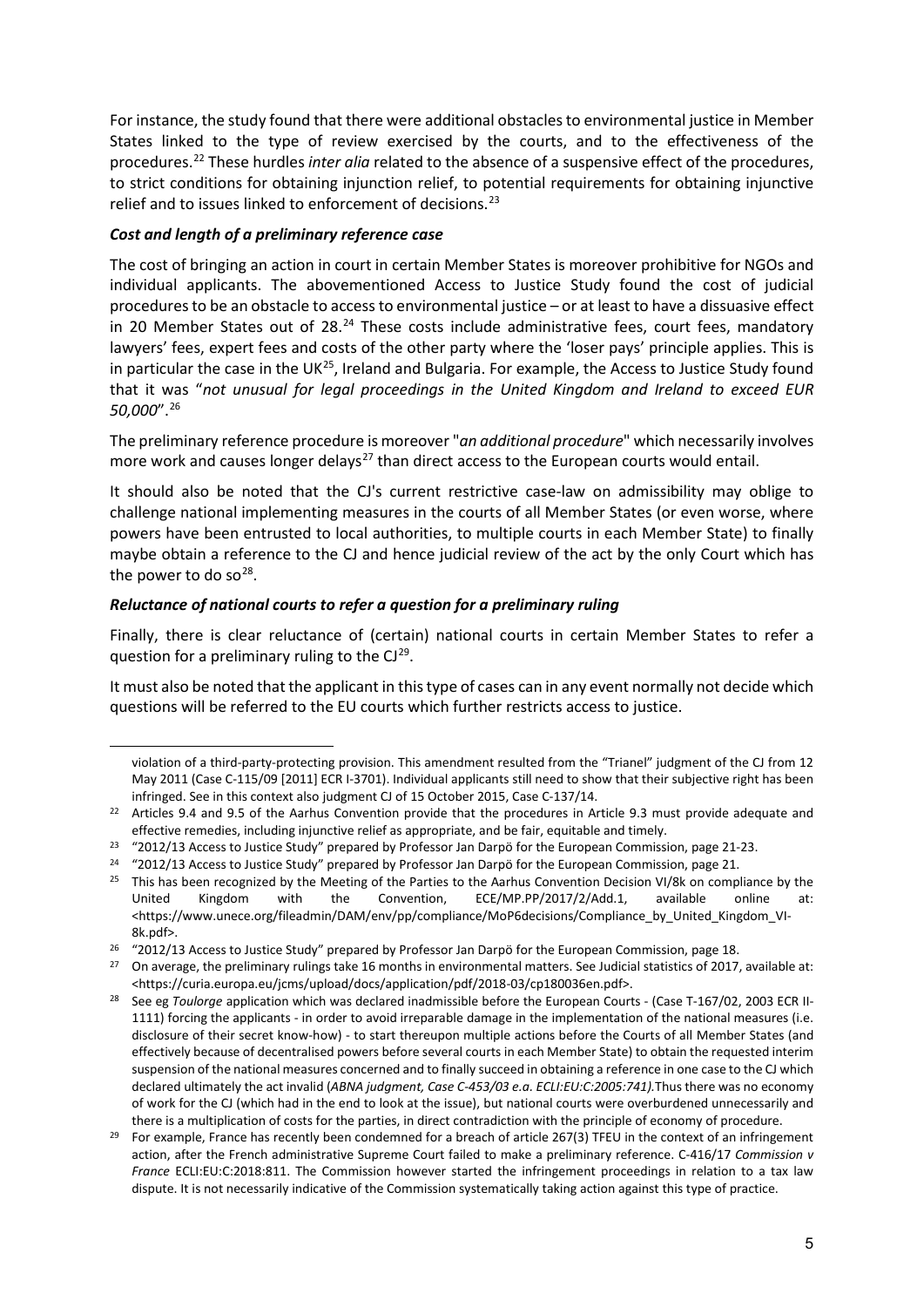For instance, the study found that there were additional obstacles to environmental justice in Member States linked to the type of review exercised by the courts, and to the effectiveness of the procedures.[22] These hurdles *inter alia* related to the absence of a suspensive effect of the procedures, to strict conditions for obtaining injunction relief, to potential requirements for obtaining injunctive relief and to issues linked to enforcement of decisions.[23]

### *Cost and length of a preliminary reference case*

The cost of bringing an action in court in certain Member States is moreover prohibitive for NGOs and individual applicants. The abovementioned Access to Justice Study found the cost of judicial procedures to be an obstacle to access to environmental justice – or at least to have a dissuasive effect in 20 Member States out of 28.[24] These costs include administrative fees, court fees, mandatory lawyers' fees, expert fees and costs of the other party where the 'loser pays' principle applies. This is in particular the case in the UK[25], Ireland and Bulgaria. For example, the Access to Justice Study found that it was "*not unusual for legal proceedings in the United Kingdom and Ireland to exceed EUR 50,000*".[26]

The preliminary reference procedure is moreover "*an additional procedure*" which necessarily involves more work and causes longer delays[27] than direct access to the European courts would entail.

It should also be noted that the CJ's current restrictive case-law on admissibility may oblige to challenge national implementing measures in the courts of all Member States (or even worse, where powers have been entrusted to local authorities, to multiple courts in each Member State) to finally maybe obtain a reference to the CJ and hence judicial review of the act by the only Court which has the power to do so[28].

### *Reluctance of national courts to refer a question for a preliminary ruling*

Finally, there is clear reluctance of (certain) national courts in certain Member States to refer a question for a preliminary ruling to the CJ[29].

It must also be noted that the applicant in this type of cases can in any event normally not decide which questions will be referred to the EU courts which further restricts access to justice.

---

violation of a third-party-protecting provision. This amendment resulted from the "Trianel" judgment of the CJ from 12 May 2011 (Case C-115/09 [2011] ECR I-3701). Individual applicants still need to show that their subjective right has been infringed. See in this context also judgment CJ of 15 October 2015, Case C-137/14.

[22] Articles 9.4 and 9.5 of the Aarhus Convention provide that the procedures in Article 9.3 must provide adequate and effective remedies, including injunctive relief as appropriate, and be fair, equitable and timely.

[23] "2012/13 Access to Justice Study" prepared by Professor Jan Darpö for the European Commission, page 21-23.

[24] "2012/13 Access to Justice Study" prepared by Professor Jan Darpö for the European Commission, page 21.

[25] This has been recognized by the Meeting of the Parties to the Aarhus Convention Decision VI/8k on compliance by the United Kingdom with the Convention, ECE/MP.PP/2017/2/Add.1, available online at: <https://www.unece.org/fileadmin/DAM/env/pp/compliance/MoP6decisions/Compliance_by_United_Kingdom_VI-8k.pdf>.

[26] "2012/13 Access to Justice Study" prepared by Professor Jan Darpö for the European Commission, page 18.

[27] On average, the preliminary rulings take 16 months in environmental matters. See Judicial statistics of 2017, available at: <https://curia.europa.eu/jcms/upload/docs/application/pdf/2018-03/cp180036en.pdf>.

[28] See eg *Toulorge* application which was declared inadmissible before the European Courts - (Case T-167/02, 2003 ECR II-1111) forcing the applicants - in order to avoid irreparable damage in the implementation of the national measures (i.e. disclosure of their secret know-how) - to start thereupon multiple actions before the Courts of all Member States (and effectively because of decentralised powers before several courts in each Member State) to obtain the requested interim suspension of the national measures concerned and to finally succeed in obtaining a reference in one case to the CJ which declared ultimately the act invalid (*ABNA judgment, Case C-453/03 e.a. ECLI:EU:C:2005:741).* Thus there was no economy of work for the CJ (which had in the end to look at the issue), but national courts were overburdened unnecessarily and there is a multiplication of costs for the parties, in direct contradiction with the principle of economy of procedure.

[29] For example, France has recently been condemned for a breach of article 267(3) TFEU in the context of an infringement action, after the French administrative Supreme Court failed to make a preliminary reference. C-416/17 *Commission v France* ECLI:EU:C:2018:811. The Commission however started the infringement proceedings in relation to a tax law dispute. It is not necessarily indicative of the Commission systematically taking action against this type of practice.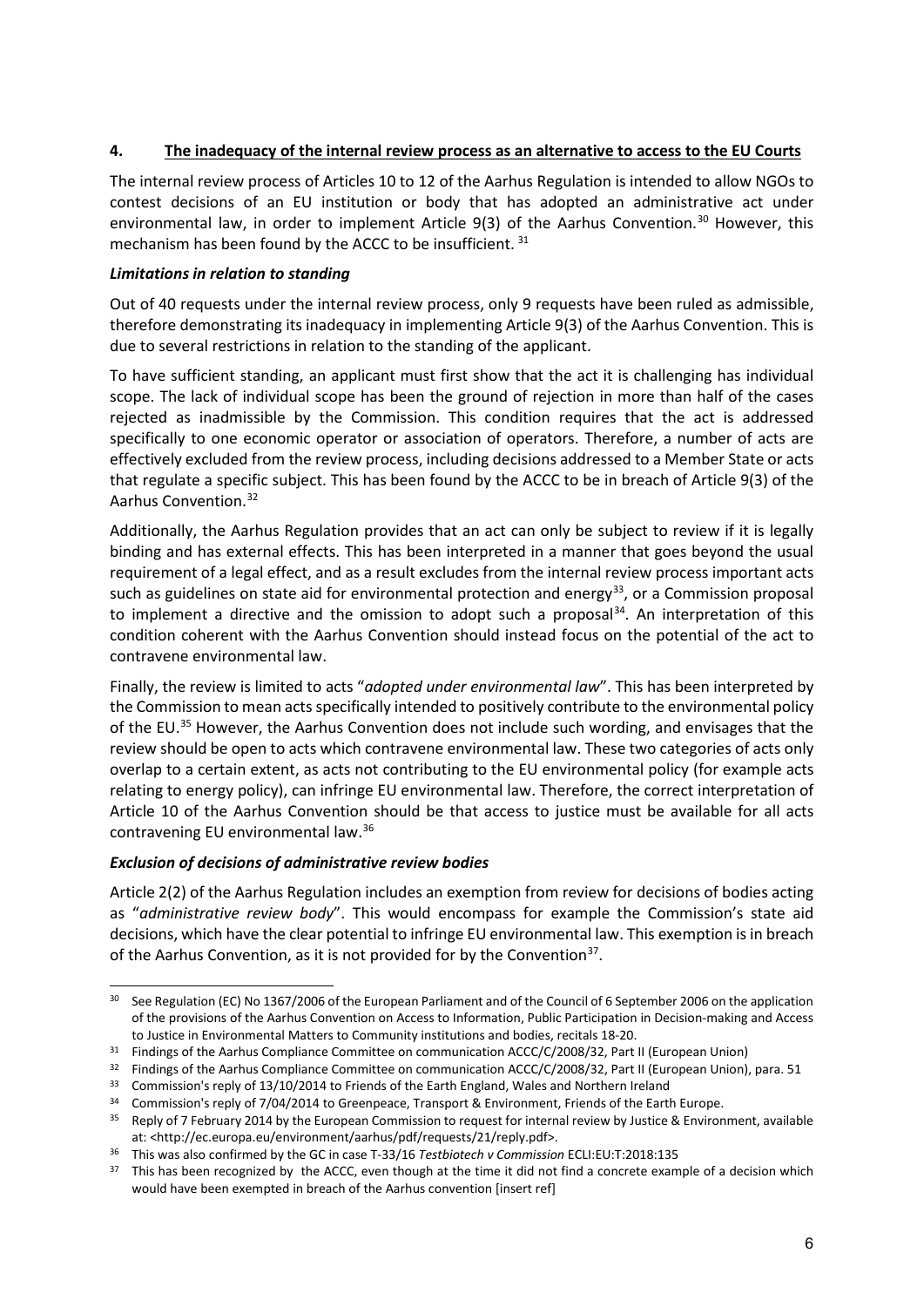## 4. The inadequacy of the internal review process as an alternative to access to the EU Courts

The internal review process of Articles 10 to 12 of the Aarhus Regulation is intended to allow NGOs to contest decisions of an EU institution or body that has adopted an administrative act under environmental law, in order to implement Article 9(3) of the Aarhus Convention.[30] However, this mechanism has been found by the ACCC to be insufficient.[31]

### *Limitations in relation to standing*

Out of 40 requests under the internal review process, only 9 requests have been ruled as admissible, therefore demonstrating its inadequacy in implementing Article 9(3) of the Aarhus Convention. This is due to several restrictions in relation to the standing of the applicant.

To have sufficient standing, an applicant must first show that the act it is challenging has individual scope. The lack of individual scope has been the ground of rejection in more than half of the cases rejected as inadmissible by the Commission. This condition requires that the act is addressed specifically to one economic operator or association of operators. Therefore, a number of acts are effectively excluded from the review process, including decisions addressed to a Member State or acts that regulate a specific subject. This has been found by the ACCC to be in breach of Article 9(3) of the Aarhus Convention.[32]

Additionally, the Aarhus Regulation provides that an act can only be subject to review if it is legally binding and has external effects. This has been interpreted in a manner that goes beyond the usual requirement of a legal effect, and as a result excludes from the internal review process important acts such as guidelines on state aid for environmental protection and energy[33], or a Commission proposal to implement a directive and the omission to adopt such a proposal[34]. An interpretation of this condition coherent with the Aarhus Convention should instead focus on the potential of the act to contravene environmental law.

Finally, the review is limited to acts "*adopted under environmental law*". This has been interpreted by the Commission to mean acts specifically intended to positively contribute to the environmental policy of the EU.[35] However, the Aarhus Convention does not include such wording, and envisages that the review should be open to acts which contravene environmental law. These two categories of acts only overlap to a certain extent, as acts not contributing to the EU environmental policy (for example acts relating to energy policy), can infringe EU environmental law. Therefore, the correct interpretation of Article 10 of the Aarhus Convention should be that access to justice must be available for all acts contravening EU environmental law.[36]

### *Exclusion of decisions of administrative review bodies*

Article 2(2) of the Aarhus Regulation includes an exemption from review for decisions of bodies acting as "*administrative review body*". This would encompass for example the Commission's state aid decisions, which have the clear potential to infringe EU environmental law. This exemption is in breach of the Aarhus Convention, as it is not provided for by the Convention[37].

---

[30] See Regulation (EC) No 1367/2006 of the European Parliament and of the Council of 6 September 2006 on the application of the provisions of the Aarhus Convention on Access to Information, Public Participation in Decision-making and Access to Justice in Environmental Matters to Community institutions and bodies, recitals 18-20.

[31] Findings of the Aarhus Compliance Committee on communication ACCC/C/2008/32, Part II (European Union)

[32] Findings of the Aarhus Compliance Committee on communication ACCC/C/2008/32, Part II (European Union), para. 51

[33] Commission's reply of 13/10/2014 to Friends of the Earth England, Wales and Northern Ireland

[34] Commission's reply of 7/04/2014 to Greenpeace, Transport & Environment, Friends of the Earth Europe.

[35] Reply of 7 February 2014 by the European Commission to request for internal review by Justice & Environment, available at: <http://ec.europa.eu/environment/aarhus/pdf/requests/21/reply.pdf>.

[36] This was also confirmed by the GC in case T-33/16 *Testbiotech v Commission* ECLI:EU:T:2018:135

[37] This has been recognized by the ACCC, even though at the time it did not find a concrete example of a decision which would have been exempted in breach of the Aarhus convention [insert ref]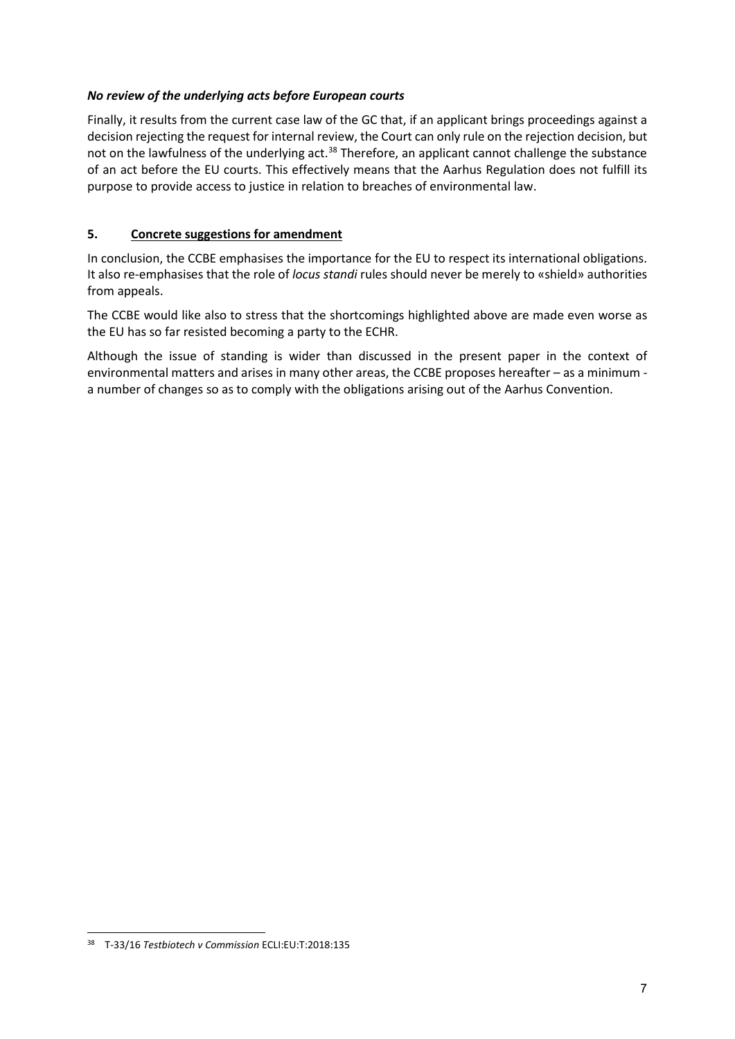***No review of the underlying acts before European courts***

Finally, it results from the current case law of the GC that, if an applicant brings proceedings against a decision rejecting the request for internal review, the Court can only rule on the rejection decision, but not on the lawfulness of the underlying act.[38] Therefore, an applicant cannot challenge the substance of an act before the EU courts. This effectively means that the Aarhus Regulation does not fulfill its purpose to provide access to justice in relation to breaches of environmental law.

## 5. Concrete suggestions for amendment

In conclusion, the CCBE emphasises the importance for the EU to respect its international obligations. It also re-emphasises that the role of *locus standi* rules should never be merely to «shield» authorities from appeals.

The CCBE would like also to stress that the shortcomings highlighted above are made even worse as the EU has so far resisted becoming a party to the ECHR.

Although the issue of standing is wider than discussed in the present paper in the context of environmental matters and arises in many other areas, the CCBE proposes hereafter – as a minimum - a number of changes so as to comply with the obligations arising out of the Aarhus Convention.

---

[38] T-33/16 *Testbiotech v Commission* ECLI:EU:T:2018:135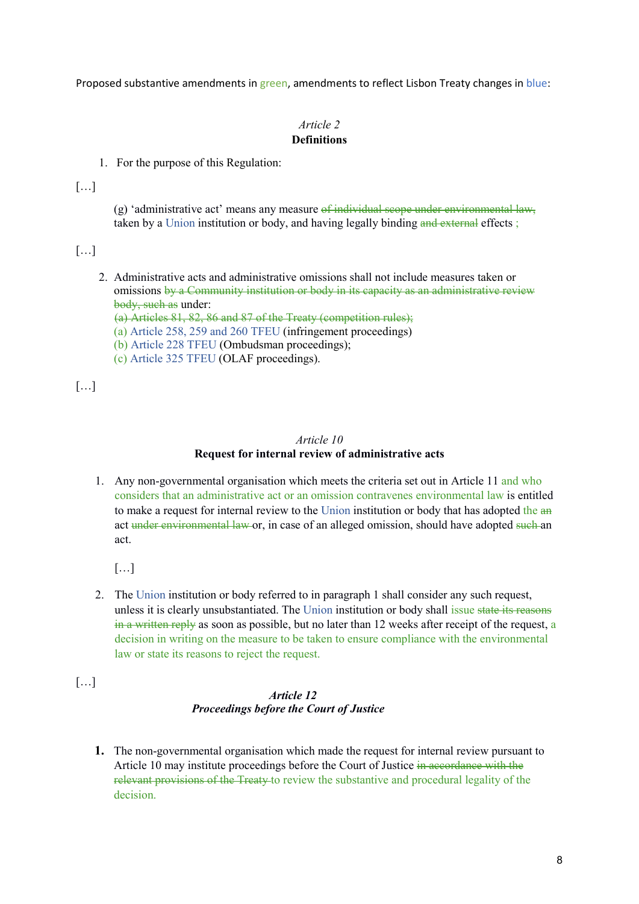Proposed substantive amendments in green, amendments to reflect Lisbon Treaty changes in blue:

*Article 2*

**Definitions**

1. For the purpose of this Regulation:

[…]

(g) 'administrative act' means any measure ~~of individual scope under environmental law,~~ taken by a Union institution or body, and having legally binding ~~and external~~ effects ;

[…]

2. Administrative acts and administrative omissions shall not include measures taken or omissions ~~by a Community institution or body in its capacity as an administrative review body, such as~~ under:
~~(a) Articles 81, 82, 86 and 87 of the Treaty (competition rules);~~
(a) Article 258, 259 and 260 TFEU (infringement proceedings)
(b) Article 228 TFEU (Ombudsman proceedings);
(c) Article 325 TFEU (OLAF proceedings).

[…]

*Article 10*

**Request for internal review of administrative acts**

1. Any non-governmental organisation which meets the criteria set out in Article 11 and who considers that an administrative act or an omission contravenes environmental law is entitled to make a request for internal review to the Union institution or body that has adopted the ~~an~~ act ~~under environmental law~~ or, in case of an alleged omission, should have adopted ~~such~~ an act.

   […]

2. The Union institution or body referred to in paragraph 1 shall consider any such request, unless it is clearly unsubstantiated. The Union institution or body shall issue ~~state its reasons in a written reply~~ as soon as possible, but no later than 12 weeks after receipt of the request, a decision in writing on the measure to be taken to ensure compliance with the environmental law or state its reasons to reject the request.

[…]

***Article 12***

***Proceedings before the Court of Justice***

1. The non-governmental organisation which made the request for internal review pursuant to Article 10 may institute proceedings before the Court of Justice ~~in accordance with the relevant provisions of the Treaty~~ to review the substantive and procedural legality of the decision.